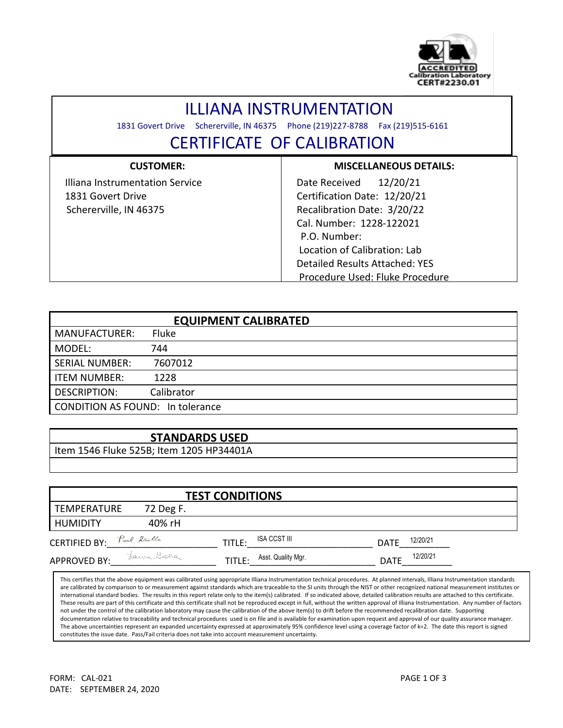ACCREDITED
Calibration Laboratory
CERT#2230.01

# ILLIANA INSTRUMENTATION

1831 Govert Drive Schererville, IN 46375 Phone (219)227-8788 Fax (219)515-6161

## CERTIFICATE OF CALIBRATION

| CUSTOMER: | MISCELLANEOUS DETAILS: |
|---|---|
| Illiana Instrumentation Service | Date Received 12/20/21 |
| 1831 Govert Drive | Certification Date: 12/20/21 |
| Schererville, IN 46375 | Recalibration Date: 3/20/22 |
| | Cal. Number: 1228-122021 |
| | P.O. Number: |
| | Location of Calibration: Lab |
| | Detailed Results Attached: YES |
| | Procedure Used: Fluke Procedure |

| EQUIPMENT CALIBRATED | |
|---|---|
| MANUFACTURER: | Fluke |
| MODEL: | 744 |
| SERIAL NUMBER: | 7607012 |
| ITEM NUMBER: | 1228 |
| DESCRIPTION: | Calibrator |
| CONDITION AS FOUND: | In tolerance |

| STANDARDS USED |
|---|
| Item 1546 Fluke 525B; Item 1205 HP34401A |
| |

| TEST CONDITIONS | |
|---|---|
| TEMPERATURE | 72 Deg F. |
| HUMIDITY | 40% rH |

CERTIFIED BY: Paul Grella TITLE: ISA CCST III DATE 12/20/21

APPROVED BY: Laura Grella TITLE: Asst. Quality Mgr. DATE 12/20/21

This certifies that the above equipment was calibrated using appropriate Illiana Instrumentation technical procedures. At planned intervals, Illiana Instrumentation standards are calibrated by comparison to or measurement against standards which are traceable to the SI units through the NIST or other recognized national measurement institutes or international standard bodies. The results in this report relate only to the item(s) calibrated. If so indicated above, detailed calibration results are attached to this certificate. These results are part of this certificate and this certificate shall not be reproduced except in full, without the written approval of Illiana Instrumentation. Any number of factors not under the control of the calibration laboratory may cause the calibration of the above item(s) to drift before the recommended recalibration date. Supporting documentation relative to traceability and technical procedures used is on file and is available for examination upon request and approval of our quality assurance manager. The above uncertainties represent an expanded uncertainty expressed at approximately 95% confidence level using a coverage factor of k=2. The date this report is signed constitutes the issue date. Pass/Fail criteria does not take into account measurement uncertainty.

FORM: CAL-021
DATE: SEPTEMBER 24, 2020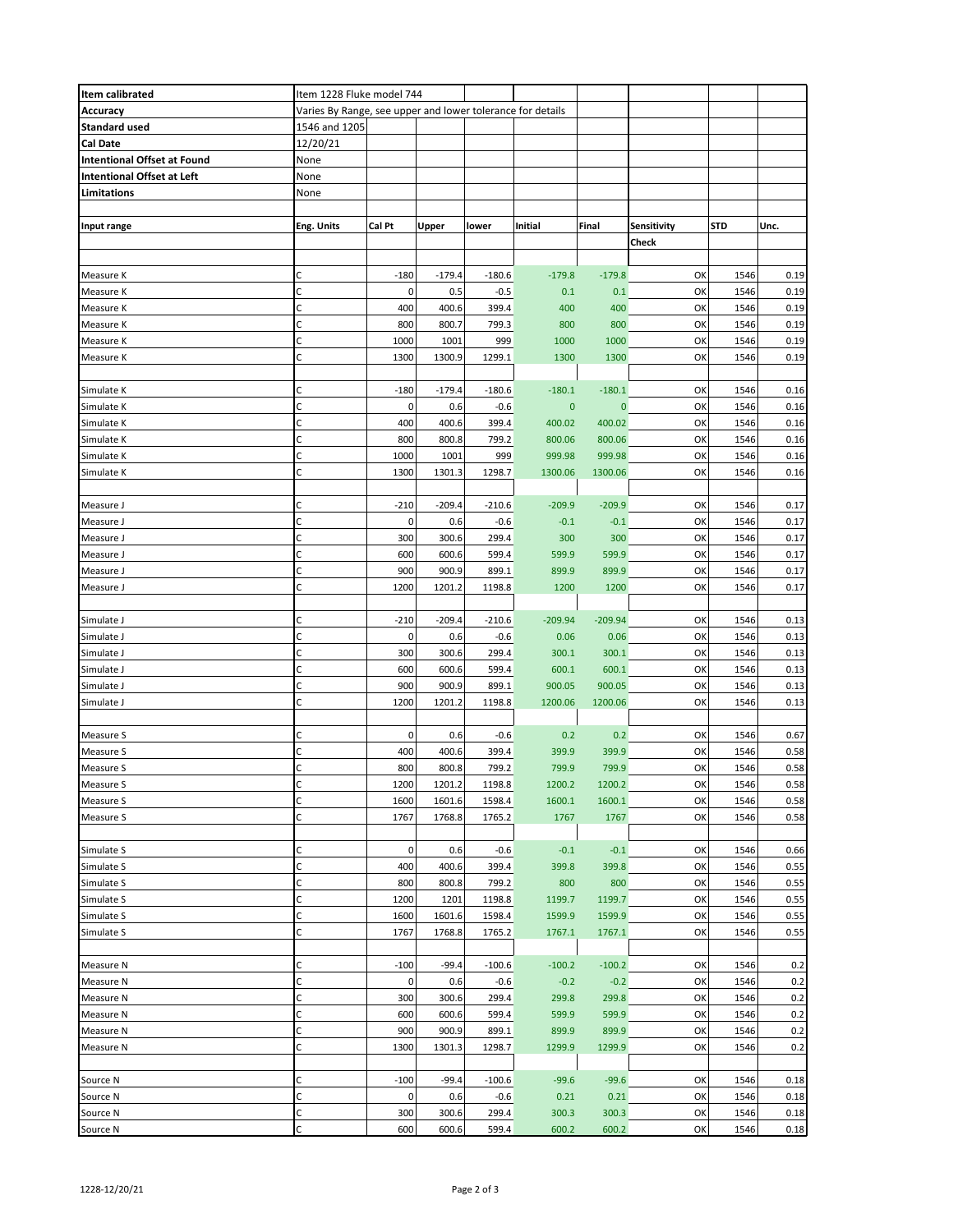| Item calibrated | Item 1228 Fluke model 744 | | | | | | | |
|---|---|---|---|---|---|---|---|---|
| Accuracy | Varies By Range, see upper and lower tolerance for details | | | | | | | |
| Standard used | 1546 and 1205 | | | | | | | |
| Cal Date | 12/20/21 | | | | | | | |
| Intentional Offset at Found | None | | | | | | | |
| Intentional Offset at Left | None | | | | | | | |
| Limitations | None | | | | | | | |

| Input range | Eng. Units | Cal Pt | Upper | lower | Initial | Final | Sensitivity Check | STD | Unc. |
|---|---|---|---|---|---|---|---|---|---|
| Measure K | C | -180 | -179.4 | -180.6 | -179.8 | -179.8 | OK | 1546 | 0.19 |
| Measure K | C | 0 | 0.5 | -0.5 | 0.1 | 0.1 | OK | 1546 | 0.19 |
| Measure K | C | 400 | 400.6 | 399.4 | 400 | 400 | OK | 1546 | 0.19 |
| Measure K | C | 800 | 800.7 | 799.3 | 800 | 800 | OK | 1546 | 0.19 |
| Measure K | C | 1000 | 1001 | 999 | 1000 | 1000 | OK | 1546 | 0.19 |
| Measure K | C | 1300 | 1300.9 | 1299.1 | 1300 | 1300 | OK | 1546 | 0.19 |
| | | | | | | | | | |
| Simulate K | C | -180 | -179.4 | -180.6 | -180.1 | -180.1 | OK | 1546 | 0.16 |
| Simulate K | C | 0 | 0.6 | -0.6 | 0 | 0 | OK | 1546 | 0.16 |
| Simulate K | C | 400 | 400.6 | 399.4 | 400.02 | 400.02 | OK | 1546 | 0.16 |
| Simulate K | C | 800 | 800.8 | 799.2 | 800.06 | 800.06 | OK | 1546 | 0.16 |
| Simulate K | C | 1000 | 1001 | 999 | 999.98 | 999.98 | OK | 1546 | 0.16 |
| Simulate K | C | 1300 | 1301.3 | 1298.7 | 1300.06 | 1300.06 | OK | 1546 | 0.16 |
| | | | | | | | | | |
| Measure J | C | -210 | -209.4 | -210.6 | -209.9 | -209.9 | OK | 1546 | 0.17 |
| Measure J | C | 0 | 0.6 | -0.6 | -0.1 | -0.1 | OK | 1546 | 0.17 |
| Measure J | C | 300 | 300.6 | 299.4 | 300 | 300 | OK | 1546 | 0.17 |
| Measure J | C | 600 | 600.6 | 599.4 | 599.9 | 599.9 | OK | 1546 | 0.17 |
| Measure J | C | 900 | 900.9 | 899.1 | 899.9 | 899.9 | OK | 1546 | 0.17 |
| Measure J | C | 1200 | 1201.2 | 1198.8 | 1200 | 1200 | OK | 1546 | 0.17 |
| | | | | | | | | | |
| Simulate J | C | -210 | -209.4 | -210.6 | -209.94 | -209.94 | OK | 1546 | 0.13 |
| Simulate J | C | 0 | 0.6 | -0.6 | 0.06 | 0.06 | OK | 1546 | 0.13 |
| Simulate J | C | 300 | 300.6 | 299.4 | 300.1 | 300.1 | OK | 1546 | 0.13 |
| Simulate J | C | 600 | 600.6 | 599.4 | 600.1 | 600.1 | OK | 1546 | 0.13 |
| Simulate J | C | 900 | 900.9 | 899.1 | 900.05 | 900.05 | OK | 1546 | 0.13 |
| Simulate J | C | 1200 | 1201.2 | 1198.8 | 1200.06 | 1200.06 | OK | 1546 | 0.13 |
| | | | | | | | | | |
| Measure S | C | 0 | 0.6 | -0.6 | 0.2 | 0.2 | OK | 1546 | 0.67 |
| Measure S | C | 400 | 400.6 | 399.4 | 399.9 | 399.9 | OK | 1546 | 0.58 |
| Measure S | C | 800 | 800.8 | 799.2 | 799.9 | 799.9 | OK | 1546 | 0.58 |
| Measure S | C | 1200 | 1201.2 | 1198.8 | 1200.2 | 1200.2 | OK | 1546 | 0.58 |
| Measure S | C | 1600 | 1601.6 | 1598.4 | 1600.1 | 1600.1 | OK | 1546 | 0.58 |
| Measure S | C | 1767 | 1768.8 | 1765.2 | 1767 | 1767 | OK | 1546 | 0.58 |
| | | | | | | | | | |
| Simulate S | C | 0 | 0.6 | -0.6 | -0.1 | -0.1 | OK | 1546 | 0.66 |
| Simulate S | C | 400 | 400.6 | 399.4 | 399.8 | 399.8 | OK | 1546 | 0.55 |
| Simulate S | C | 800 | 800.8 | 799.2 | 800 | 800 | OK | 1546 | 0.55 |
| Simulate S | C | 1200 | 1201 | 1198.8 | 1199.7 | 1199.7 | OK | 1546 | 0.55 |
| Simulate S | C | 1600 | 1601.6 | 1598.4 | 1599.9 | 1599.9 | OK | 1546 | 0.55 |
| Simulate S | C | 1767 | 1768.8 | 1765.2 | 1767.1 | 1767.1 | OK | 1546 | 0.55 |
| | | | | | | | | | |
| Measure N | C | -100 | -99.4 | -100.6 | -100.2 | -100.2 | OK | 1546 | 0.2 |
| Measure N | C | 0 | 0.6 | -0.6 | -0.2 | -0.2 | OK | 1546 | 0.2 |
| Measure N | C | 300 | 300.6 | 299.4 | 299.8 | 299.8 | OK | 1546 | 0.2 |
| Measure N | C | 600 | 600.6 | 599.4 | 599.9 | 599.9 | OK | 1546 | 0.2 |
| Measure N | C | 900 | 900.9 | 899.1 | 899.9 | 899.9 | OK | 1546 | 0.2 |
| Measure N | C | 1300 | 1301.3 | 1298.7 | 1299.9 | 1299.9 | OK | 1546 | 0.2 |
| | | | | | | | | | |
| Source N | C | -100 | -99.4 | -100.6 | -99.6 | -99.6 | OK | 1546 | 0.18 |
| Source N | C | 0 | 0.6 | -0.6 | 0.21 | 0.21 | OK | 1546 | 0.18 |
| Source N | C | 300 | 300.6 | 299.4 | 300.3 | 300.3 | OK | 1546 | 0.18 |
| Source N | C | 600 | 600.6 | 599.4 | 600.2 | 600.2 | OK | 1546 | 0.18 |

1228-12/20/21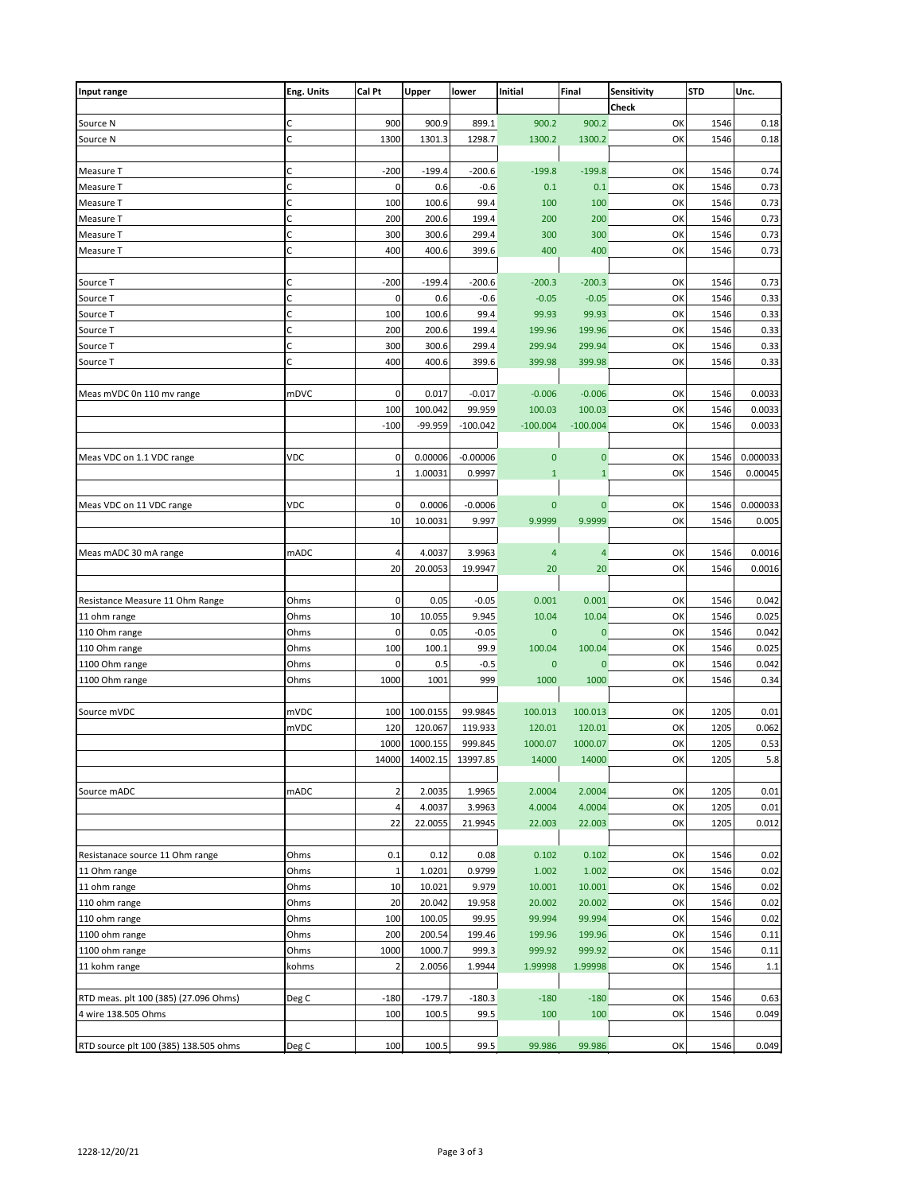| Input range | Eng. Units | Cal Pt | Upper | lower | Initial | Final | Sensitivity Check | STD | Unc. |
|---|---|---|---|---|---|---|---|---|---|
| Source N | C | 900 | 900.9 | 899.1 | 900.2 | 900.2 | OK | 1546 | 0.18 |
| Source N | C | 1300 | 1301.3 | 1298.7 | 1300.2 | 1300.2 | OK | 1546 | 0.18 |
| | | | | | | | | | |
| Measure T | C | -200 | -199.4 | -200.6 | -199.8 | -199.8 | OK | 1546 | 0.74 |
| Measure T | C | 0 | 0.6 | -0.6 | 0.1 | 0.1 | OK | 1546 | 0.73 |
| Measure T | C | 100 | 100.6 | 99.4 | 100 | 100 | OK | 1546 | 0.73 |
| Measure T | C | 200 | 200.6 | 199.4 | 200 | 200 | OK | 1546 | 0.73 |
| Measure T | C | 300 | 300.6 | 299.4 | 300 | 300 | OK | 1546 | 0.73 |
| Measure T | C | 400 | 400.6 | 399.6 | 400 | 400 | OK | 1546 | 0.73 |
| | | | | | | | | | |
| Source T | C | -200 | -199.4 | -200.6 | -200.3 | -200.3 | OK | 1546 | 0.73 |
| Source T | C | 0 | 0.6 | -0.6 | -0.05 | -0.05 | OK | 1546 | 0.33 |
| Source T | C | 100 | 100.6 | 99.4 | 99.93 | 99.93 | OK | 1546 | 0.33 |
| Source T | C | 200 | 200.6 | 199.4 | 199.96 | 199.96 | OK | 1546 | 0.33 |
| Source T | C | 300 | 300.6 | 299.4 | 299.94 | 299.94 | OK | 1546 | 0.33 |
| Source T | C | 400 | 400.6 | 399.6 | 399.98 | 399.98 | OK | 1546 | 0.33 |
| | | | | | | | | | |
| Meas mVDC 0n 110 mv range | mDVC | 0 | 0.017 | -0.017 | -0.006 | -0.006 | OK | 1546 | 0.0033 |
| | | 100 | 100.042 | 99.959 | 100.03 | 100.03 | OK | 1546 | 0.0033 |
| | | -100 | -99.959 | -100.042 | -100.004 | -100.004 | OK | 1546 | 0.0033 |
| | | | | | | | | | |
| Meas VDC on 1.1 VDC range | VDC | 0 | 0.00006 | -0.00006 | 0 | 0 | OK | 1546 | 0.000033 |
| | | 1 | 1.00031 | 0.9997 | 1 | 1 | OK | 1546 | 0.00045 |
| | | | | | | | | | |
| Meas VDC on 11 VDC range | VDC | 0 | 0.0006 | -0.0006 | 0 | 0 | OK | 1546 | 0.000033 |
| | | 10 | 10.0031 | 9.997 | 9.9999 | 9.9999 | OK | 1546 | 0.005 |
| | | | | | | | | | |
| Meas mADC 30 mA range | mADC | 4 | 4.0037 | 3.9963 | 4 | 4 | OK | 1546 | 0.0016 |
| | | 20 | 20.0053 | 19.9947 | 20 | 20 | OK | 1546 | 0.0016 |
| | | | | | | | | | |
| Resistance Measure 11 Ohm Range | Ohms | 0 | 0.05 | -0.05 | 0.001 | 0.001 | OK | 1546 | 0.042 |
| 11 ohm range | Ohms | 10 | 10.055 | 9.945 | 10.04 | 10.04 | OK | 1546 | 0.025 |
| 110 Ohm range | Ohms | 0 | 0.05 | -0.05 | 0 | 0 | OK | 1546 | 0.042 |
| 110 Ohm range | Ohms | 100 | 100.1 | 99.9 | 100.04 | 100.04 | OK | 1546 | 0.025 |
| 1100 Ohm range | Ohms | 0 | 0.5 | -0.5 | 0 | 0 | OK | 1546 | 0.042 |
| 1100 Ohm range | Ohms | 1000 | 1001 | 999 | 1000 | 1000 | OK | 1546 | 0.34 |
| | | | | | | | | | |
| Source mVDC | mVDC | 100 | 100.0155 | 99.9845 | 100.013 | 100.013 | OK | 1205 | 0.01 |
| | mVDC | 120 | 120.067 | 119.933 | 120.01 | 120.01 | OK | 1205 | 0.062 |
| | | 1000 | 1000.155 | 999.845 | 1000.07 | 1000.07 | OK | 1205 | 0.53 |
| | | 14000 | 14002.15 | 13997.85 | 14000 | 14000 | OK | 1205 | 5.8 |
| | | | | | | | | | |
| Source mADC | mADC | 2 | 2.0035 | 1.9965 | 2.0004 | 2.0004 | OK | 1205 | 0.01 |
| | | 4 | 4.0037 | 3.9963 | 4.0004 | 4.0004 | OK | 1205 | 0.01 |
| | | 22 | 22.0055 | 21.9945 | 22.003 | 22.003 | OK | 1205 | 0.012 |
| | | | | | | | | | |
| Resistanace source 11 Ohm range | Ohms | 0.1 | 0.12 | 0.08 | 0.102 | 0.102 | OK | 1546 | 0.02 |
| 11 Ohm range | Ohms | 1 | 1.0201 | 0.9799 | 1.002 | 1.002 | OK | 1546 | 0.02 |
| 11 ohm range | Ohms | 10 | 10.021 | 9.979 | 10.001 | 10.001 | OK | 1546 | 0.02 |
| 110 ohm range | Ohms | 20 | 20.042 | 19.958 | 20.002 | 20.002 | OK | 1546 | 0.02 |
| 110 ohm range | Ohms | 100 | 100.05 | 99.95 | 99.994 | 99.994 | OK | 1546 | 0.02 |
| 1100 ohm range | Ohms | 200 | 200.54 | 199.46 | 199.96 | 199.96 | OK | 1546 | 0.11 |
| 1100 ohm range | Ohms | 1000 | 1000.7 | 999.3 | 999.92 | 999.92 | OK | 1546 | 0.11 |
| 11 kohm range | kohms | 2 | 2.0056 | 1.9944 | 1.99998 | 1.99998 | OK | 1546 | 1.1 |
| | | | | | | | | | |
| RTD meas. plt 100 (385) (27.096 Ohms) | Deg C | -180 | -179.7 | -180.3 | -180 | -180 | OK | 1546 | 0.63 |
| 4 wire 138.505 Ohms | | 100 | 100.5 | 99.5 | 100 | 100 | OK | 1546 | 0.049 |
| | | | | | | | | | |
| RTD source plt 100 (385) 138.505 ohms | Deg C | 100 | 100.5 | 99.5 | 99.986 | 99.986 | OK | 1546 | 0.049 |

1228-12/20/21